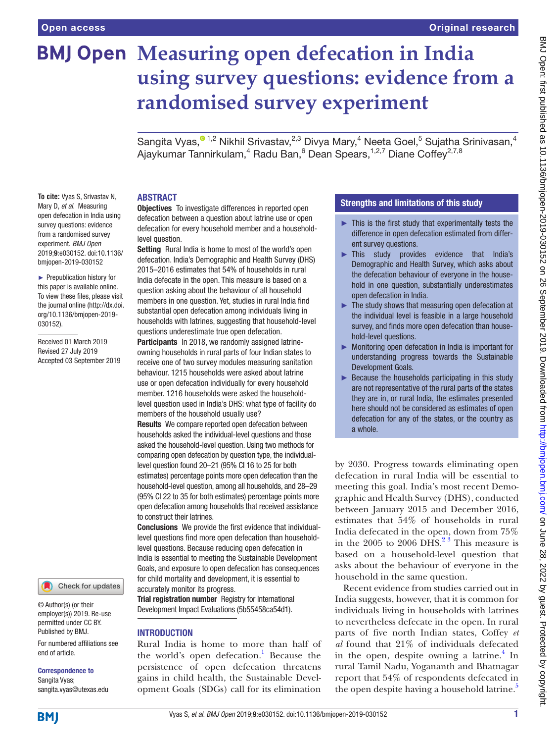# Measuring open defecation in India using survey questions: evidence from a randomised survey experiment

Sangita Vyas,[1,2] Nikhil Srivastav,[2,3] Divya Mary,[4] Neeta Goel,[5] Sujatha Srinivasan,[4] Ajaykumar Tannirkulam,[4] Radu Ban,[6] Dean Spears,[1,2,7] Diane Coffey[2,7,8]

**To cite:** Vyas S, Srivastav N, Mary D, *et al*. Measuring open defecation in India using survey questions: evidence from a randomised survey experiment. *BMJ Open* 2019;**9**:e030152. doi:10.1136/bmjopen-2019-030152

► Prepublication history for this paper is available online. To view these files, please visit the journal online (http://dx.doi.org/10.1136/bmjopen-2019-030152).

Received 01 March 2019
Revised 27 July 2019
Accepted 03 September 2019

© Author(s) (or their employer(s)) 2019. Re-use permitted under CC BY. Published by BMJ.

For numbered affiliations see end of article.

**Correspondence to**
Sangita Vyas;
sangita.vyas@utexas.edu

## ABSTRACT

**Objectives** To investigate differences in reported open defecation between a question about latrine use or open defecation for every household member and a household-level question.

**Setting** Rural India is home to most of the world's open defecation. India's Demographic and Health Survey (DHS) 2015–2016 estimates that 54% of households in rural India defecate in the open. This measure is based on a question asking about the behaviour of all household members in one question. Yet, studies in rural India find substantial open defecation among individuals living in households with latrines, suggesting that household-level questions underestimate true open defecation.

**Participants** In 2018, we randomly assigned latrine-owning households in rural parts of four Indian states to receive one of two survey modules measuring sanitation behaviour. 1215 households were asked about latrine use or open defecation individually for every household member. 1216 households were asked the household-level question used in India's DHS: what type of facility do members of the household usually use?

**Results** We compare reported open defecation between households asked the individual-level questions and those asked the household-level question. Using two methods for comparing open defecation by question type, the individual-level question found 20–21 (95% CI 16 to 25 for both estimates) percentage points more open defecation than the household-level question, among all households, and 28–29 (95% CI 22 to 35 for both estimates) percentage points more open defecation among households that received assistance to construct their latrines.

**Conclusions** We provide the first evidence that individual-level questions find more open defecation than household-level questions. Because reducing open defecation in India is essential to meeting the Sustainable Development Goals, and exposure to open defecation has consequences for child mortality and development, it is essential to accurately monitor its progress.

**Trial registration number** Registry for International Development Impact Evaluations (5b55458ca54d1).

## Strengths and limitations of this study

- ► This is the first study that experimentally tests the difference in open defecation estimated from different survey questions.
- ► This study provides evidence that India's Demographic and Health Survey, which asks about the defecation behaviour of everyone in the household in one question, substantially underestimates open defecation in India.
- ► The study shows that measuring open defecation at the individual level is feasible in a large household survey, and finds more open defecation than household-level questions.
- ► Monitoring open defecation in India is important for understanding progress towards the Sustainable Development Goals.
- ► Because the households participating in this study are not representative of the rural parts of the states they are in, or rural India, the estimates presented here should not be considered as estimates of open defecation for any of the states, or the country as a whole.

## INTRODUCTION

Rural India is home to more than half of the world's open defecation.[1] Because the persistence of open defecation threatens gains in child health, the Sustainable Development Goals (SDGs) call for its elimination by 2030. Progress towards eliminating open defecation in rural India will be essential to meeting this goal. India's most recent Demographic and Health Survey (DHS), conducted between January 2015 and December 2016, estimates that 54% of households in rural India defecated in the open, down from 75% in the 2005 to 2006 DHS.[2,3] This measure is based on a household-level question that asks about the behaviour of everyone in the household in the same question.

Recent evidence from studies carried out in India suggests, however, that it is common for individuals living in households with latrines to nevertheless defecate in the open. In rural parts of five north Indian states, Coffey *et al* found that 21% of individuals defecated in the open, despite owning a latrine.[4] In rural Tamil Nadu, Yogananth and Bhatnagar report that 54% of respondents defecated in the open despite having a household latrine.[5]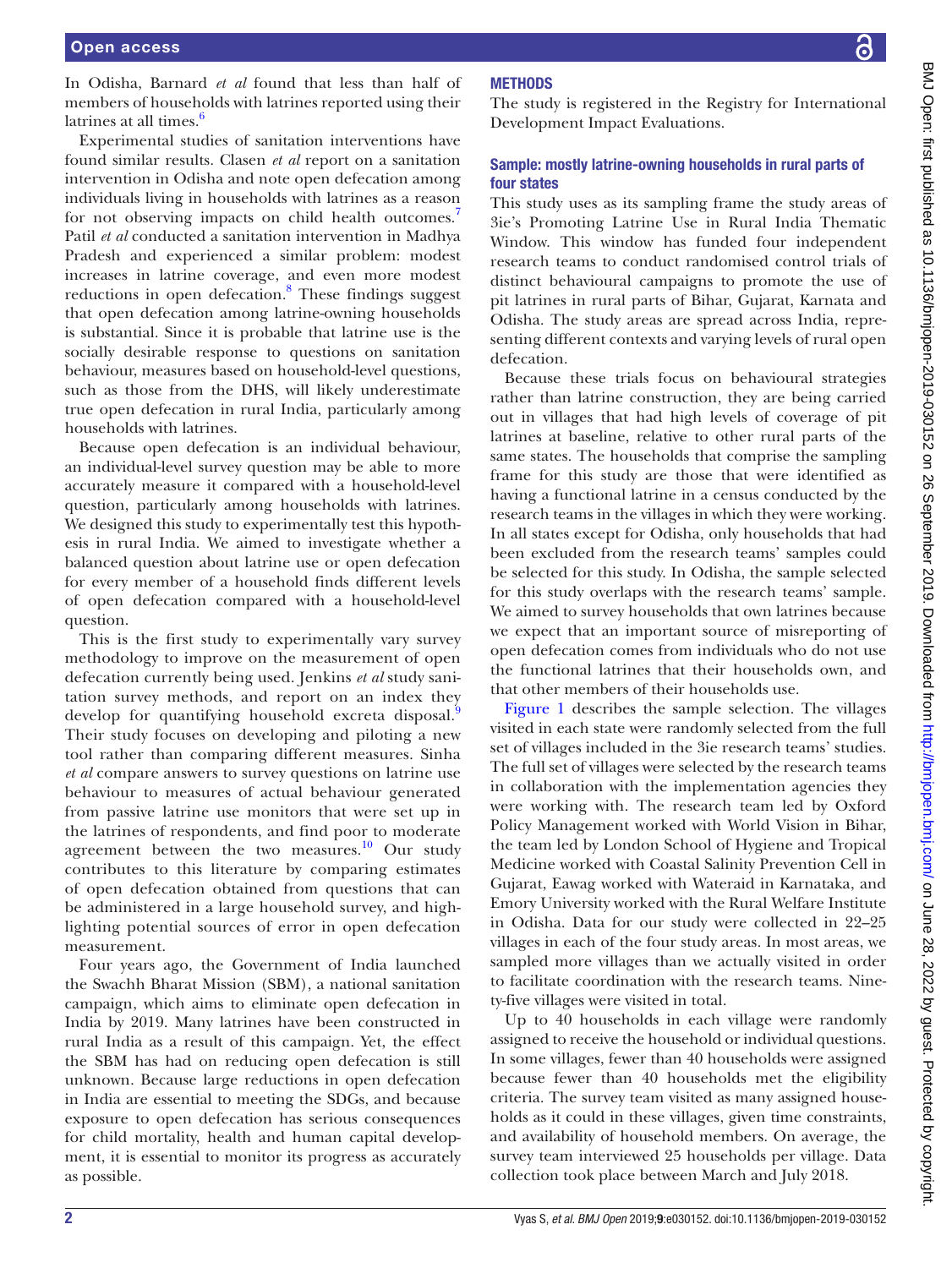In Odisha, Barnard *et al* found that less than half of members of households with latrines reported using their latrines at all times.[6]

Experimental studies of sanitation interventions have found similar results. Clasen *et al* report on a sanitation intervention in Odisha and note open defecation among individuals living in households with latrines as a reason for not observing impacts on child health outcomes.[7] Patil *et al* conducted a sanitation intervention in Madhya Pradesh and experienced a similar problem: modest increases in latrine coverage, and even more modest reductions in open defecation.[8] These findings suggest that open defecation among latrine-owning households is substantial. Since it is probable that latrine use is the socially desirable response to questions on sanitation behaviour, measures based on household-level questions, such as those from the DHS, will likely underestimate true open defecation in rural India, particularly among households with latrines.

Because open defecation is an individual behaviour, an individual-level survey question may be able to more accurately measure it compared with a household-level question, particularly among households with latrines. We designed this study to experimentally test this hypothesis in rural India. We aimed to investigate whether a balanced question about latrine use or open defecation for every member of a household finds different levels of open defecation compared with a household-level question.

This is the first study to experimentally vary survey methodology to improve on the measurement of open defecation currently being used. Jenkins *et al* study sanitation survey methods, and report on an index they develop for quantifying household excreta disposal.[9] Their study focuses on developing and piloting a new tool rather than comparing different measures. Sinha *et al* compare answers to survey questions on latrine use behaviour to measures of actual behaviour generated from passive latrine use monitors that were set up in the latrines of respondents, and find poor to moderate agreement between the two measures.[10] Our study contributes to this literature by comparing estimates of open defecation obtained from questions that can be administered in a large household survey, and highlighting potential sources of error in open defecation measurement.

Four years ago, the Government of India launched the Swachh Bharat Mission (SBM), a national sanitation campaign, which aims to eliminate open defecation in India by 2019. Many latrines have been constructed in rural India as a result of this campaign. Yet, the effect the SBM has had on reducing open defecation is still unknown. Because large reductions in open defecation in India are essential to meeting the SDGs, and because exposure to open defecation has serious consequences for child mortality, health and human capital development, it is essential to monitor its progress as accurately as possible.

## METHODS

The study is registered in the Registry for International Development Impact Evaluations.

### Sample: mostly latrine-owning households in rural parts of four states

This study uses as its sampling frame the study areas of 3ie's Promoting Latrine Use in Rural India Thematic Window. This window has funded four independent research teams to conduct randomised control trials of distinct behavioural campaigns to promote the use of pit latrines in rural parts of Bihar, Gujarat, Karnata and Odisha. The study areas are spread across India, representing different contexts and varying levels of rural open defecation.

Because these trials focus on behavioural strategies rather than latrine construction, they are being carried out in villages that had high levels of coverage of pit latrines at baseline, relative to other rural parts of the same states. The households that comprise the sampling frame for this study are those that were identified as having a functional latrine in a census conducted by the research teams in the villages in which they were working. In all states except for Odisha, only households that had been excluded from the research teams' samples could be selected for this study. In Odisha, the sample selected for this study overlaps with the research teams' sample. We aimed to survey households that own latrines because we expect that an important source of misreporting of open defecation comes from individuals who do not use the functional latrines that their households own, and that other members of their households use.

Figure 1 describes the sample selection. The villages visited in each state were randomly selected from the full set of villages included in the 3ie research teams' studies. The full set of villages were selected by the research teams in collaboration with the implementation agencies they were working with. The research team led by Oxford Policy Management worked with World Vision in Bihar, the team led by London School of Hygiene and Tropical Medicine worked with Coastal Salinity Prevention Cell in Gujarat, Eawag worked with Wateraid in Karnataka, and Emory University worked with the Rural Welfare Institute in Odisha. Data for our study were collected in 22–25 villages in each of the four study areas. In most areas, we sampled more villages than we actually visited in order to facilitate coordination with the research teams. Ninety-five villages were visited in total.

Up to 40 households in each village were randomly assigned to receive the household or individual questions. In some villages, fewer than 40 households were assigned because fewer than 40 households met the eligibility criteria. The survey team visited as many assigned households as it could in these villages, given time constraints, and availability of household members. On average, the survey team interviewed 25 households per village. Data collection took place between March and July 2018.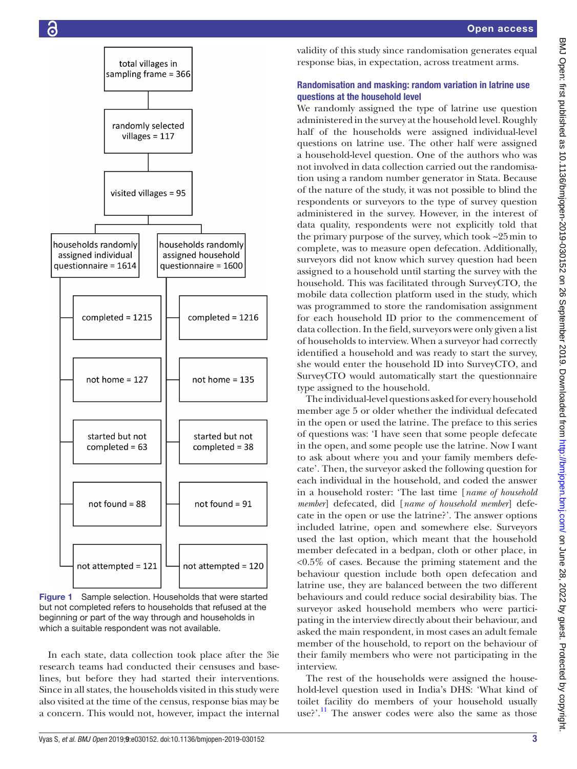total villages in sampling frame = 366

randomly selected villages = 117

visited villages = 95

households randomly assigned individual questionnaire = 1614

households randomly assigned household questionnaire = 1600

completed = 1215

completed = 1216

not home = 127

not home = 135

started but not completed = 63

started but not completed = 38

not found = 88

not found = 91

not attempted = 121

not attempted = 120

**Figure 1** Sample selection. Households that were started but not completed refers to households that refused at the beginning or part of the way through and households in which a suitable respondent was not available.

In each state, data collection took place after the 3ie research teams had conducted their censuses and baselines, but before they had started their interventions. Since in all states, the households visited in this study were also visited at the time of the census, response bias may be a concern. This would not, however, impact the internal validity of this study since randomisation generates equal response bias, in expectation, across treatment arms.

## Randomisation and masking: random variation in latrine use questions at the household level

We randomly assigned the type of latrine use question administered in the survey at the household level. Roughly half of the households were assigned individual-level questions on latrine use. The other half were assigned a household-level question. One of the authors who was not involved in data collection carried out the randomisation using a random number generator in Stata. Because of the nature of the study, it was not possible to blind the respondents or surveyors to the type of survey question administered in the survey. However, in the interest of data quality, respondents were not explicitly told that the primary purpose of the survey, which took ~25 min to complete, was to measure open defecation. Additionally, surveyors did not know which survey question had been assigned to a household until starting the survey with the household. This was facilitated through SurveyCTO, the mobile data collection platform used in the study, which was programmed to store the randomisation assignment for each household ID prior to the commencement of data collection. In the field, surveyors were only given a list of households to interview. When a surveyor had correctly identified a household and was ready to start the survey, she would enter the household ID into SurveyCTO, and SurveyCTO would automatically start the questionnaire type assigned to the household.

The individual-level questions asked for every household member age 5 or older whether the individual defecated in the open or used the latrine. The preface to this series of questions was: 'I have seen that some people defecate in the open, and some people use the latrine. Now I want to ask about where you and your family members defecate'. Then, the surveyor asked the following question for each individual in the household, and coded the answer in a household roster: 'The last time [*name of household member*] defecated, did [*name of household member*] defecate in the open or use the latrine?'. The answer options included latrine, open and somewhere else. Surveyors used the last option, which meant that the household member defecated in a bedpan, cloth or other place, in <0.5% of cases. Because the priming statement and the behaviour question include both open defecation and latrine use, they are balanced between the two different behaviours and could reduce social desirability bias. The surveyor asked household members who were participating in the interview directly about their behaviour, and asked the main respondent, in most cases an adult female member of the household, to report on the behaviour of their family members who were not participating in the interview.

The rest of the households were assigned the household-level question used in India's DHS: 'What kind of toilet facility do members of your household usually use?'.[11] The answer codes were also the same as those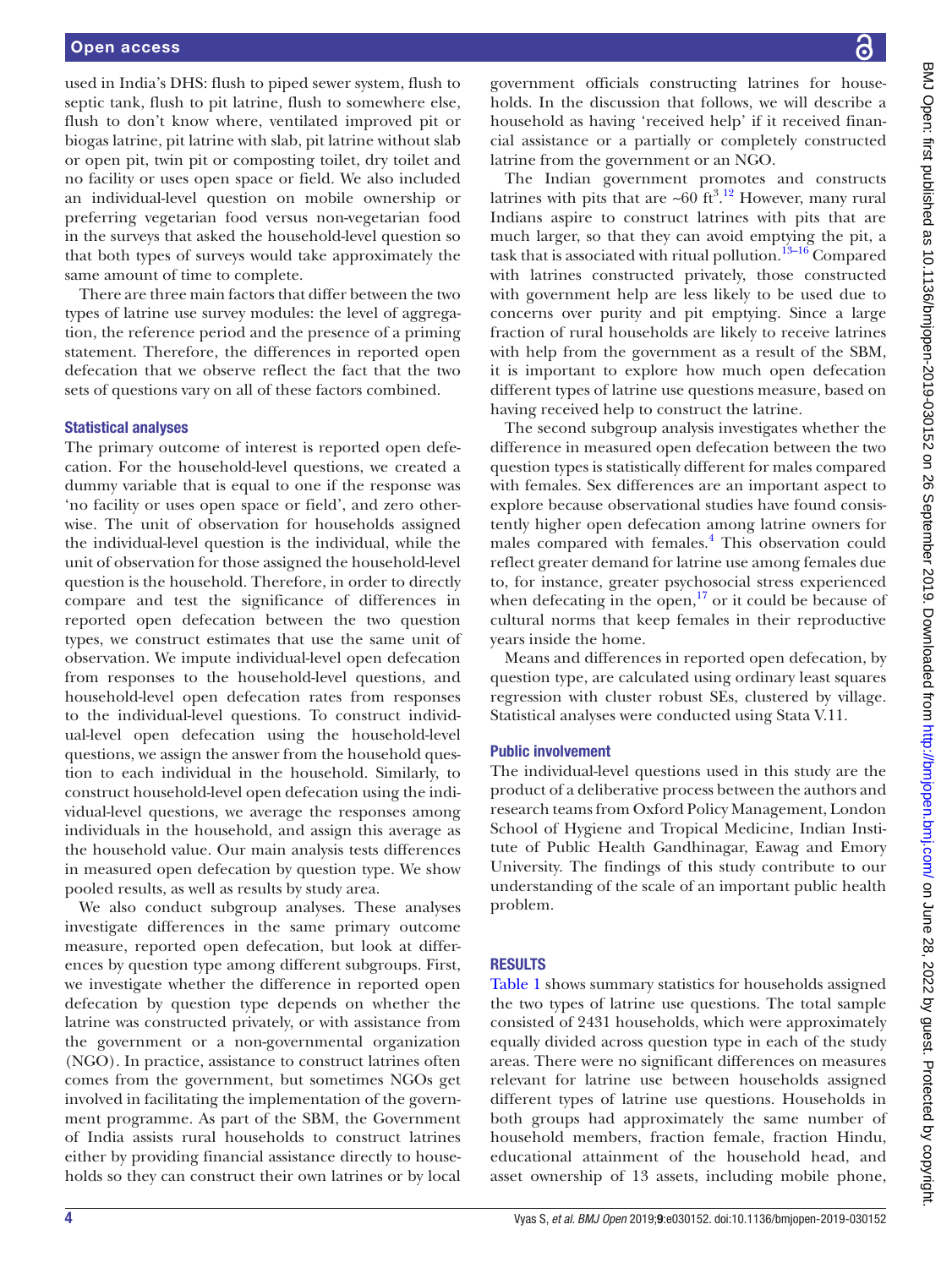used in India's DHS: flush to piped sewer system, flush to septic tank, flush to pit latrine, flush to somewhere else, flush to don't know where, ventilated improved pit or biogas latrine, pit latrine with slab, pit latrine without slab or open pit, twin pit or composting toilet, dry toilet and no facility or uses open space or field. We also included an individual-level question on mobile ownership or preferring vegetarian food versus non-vegetarian food in the surveys that asked the household-level question so that both types of surveys would take approximately the same amount of time to complete.

There are three main factors that differ between the two types of latrine use survey modules: the level of aggregation, the reference period and the presence of a priming statement. Therefore, the differences in reported open defecation that we observe reflect the fact that the two sets of questions vary on all of these factors combined.

### Statistical analyses

The primary outcome of interest is reported open defecation. For the household-level questions, we created a dummy variable that is equal to one if the response was 'no facility or uses open space or field', and zero otherwise. The unit of observation for households assigned the individual-level question is the individual, while the unit of observation for those assigned the household-level question is the household. Therefore, in order to directly compare and test the significance of differences in reported open defecation between the two question types, we construct estimates that use the same unit of observation. We impute individual-level open defecation from responses to the household-level questions, and household-level open defecation rates from responses to the individual-level questions. To construct individual-level open defecation using the household-level questions, we assign the answer from the household question to each individual in the household. Similarly, to construct household-level open defecation using the individual-level questions, we average the responses among individuals in the household, and assign this average as the household value. Our main analysis tests differences in measured open defecation by question type. We show pooled results, as well as results by study area.

We also conduct subgroup analyses. These analyses investigate differences in the same primary outcome measure, reported open defecation, but look at differences by question type among different subgroups. First, we investigate whether the difference in reported open defecation by question type depends on whether the latrine was constructed privately, or with assistance from the government or a non-governmental organization (NGO). In practice, assistance to construct latrines often comes from the government, but sometimes NGOs get involved in facilitating the implementation of the government programme. As part of the SBM, the Government of India assists rural households to construct latrines either by providing financial assistance directly to households so they can construct their own latrines or by local government officials constructing latrines for households. In the discussion that follows, we will describe a household as having 'received help' if it received financial assistance or a partially or completely constructed latrine from the government or an NGO.

The Indian government promotes and constructs latrines with pits that are ~60 ft$^3$.[12] However, many rural Indians aspire to construct latrines with pits that are much larger, so that they can avoid emptying the pit, a task that is associated with ritual pollution.[13–16] Compared with latrines constructed privately, those constructed with government help are less likely to be used due to concerns over purity and pit emptying. Since a large fraction of rural households are likely to receive latrines with help from the government as a result of the SBM, it is important to explore how much open defecation different types of latrine use questions measure, based on having received help to construct the latrine.

The second subgroup analysis investigates whether the difference in measured open defecation between the two question types is statistically different for males compared with females. Sex differences are an important aspect to explore because observational studies have found consistently higher open defecation among latrine owners for males compared with females.[4] This observation could reflect greater demand for latrine use among females due to, for instance, greater psychosocial stress experienced when defecating in the open,[17] or it could be because of cultural norms that keep females in their reproductive years inside the home.

Means and differences in reported open defecation, by question type, are calculated using ordinary least squares regression with cluster robust SEs, clustered by village. Statistical analyses were conducted using Stata V.11.

### Public involvement

The individual-level questions used in this study are the product of a deliberative process between the authors and research teams from Oxford Policy Management, London School of Hygiene and Tropical Medicine, Indian Institute of Public Health Gandhinagar, Eawag and Emory University. The findings of this study contribute to our understanding of the scale of an important public health problem.

## RESULTS

Table 1 shows summary statistics for households assigned the two types of latrine use questions. The total sample consisted of 2431 households, which were approximately equally divided across question type in each of the study areas. There were no significant differences on measures relevant for latrine use between households assigned different types of latrine use questions. Households in both groups had approximately the same number of household members, fraction female, fraction Hindu, educational attainment of the household head, and asset ownership of 13 assets, including mobile phone,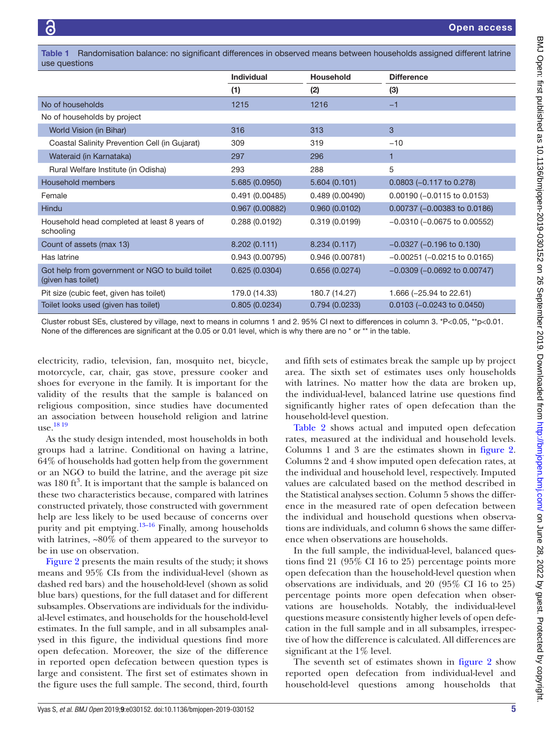**Table 1** Randomisation balance: no significant differences in observed means between households assigned different latrine use questions

| | Individual (1) | Household (2) | Difference (3) |
|---|---|---|---|
| No of households | 1215 | 1216 | −1 |
| No of households by project | | | |
| World Vision (in Bihar) | 316 | 313 | 3 |
| Coastal Salinity Prevention Cell (in Gujarat) | 309 | 319 | −10 |
| Wateraid (in Karnataka) | 297 | 296 | 1 |
| Rural Welfare Institute (in Odisha) | 293 | 288 | 5 |
| Household members | 5.685 (0.0950) | 5.604 (0.101) | 0.0803 (−0.117 to 0.278) |
| Female | 0.491 (0.00485) | 0.489 (0.00490) | 0.00190 (−0.0115 to 0.0153) |
| Hindu | 0.967 (0.00882) | 0.960 (0.0102) | 0.00737 (−0.00383 to 0.0186) |
| Household head completed at least 8 years of schooling | 0.288 (0.0192) | 0.319 (0.0199) | −0.0310 (−0.0675 to 0.00552) |
| Count of assets (max 13) | 8.202 (0.111) | 8.234 (0.117) | −0.0327 (−0.196 to 0.130) |
| Has latrine | 0.943 (0.00795) | 0.946 (0.00781) | −0.00251 (−0.0215 to 0.0165) |
| Got help from government or NGO to build toilet (given has toilet) | 0.625 (0.0304) | 0.656 (0.0274) | −0.0309 (−0.0692 to 0.00747) |
| Pit size (cubic feet, given has toilet) | 179.0 (14.33) | 180.7 (14.27) | 1.666 (−25.94 to 22.61) |
| Toilet looks used (given has toilet) | 0.805 (0.0234) | 0.794 (0.0233) | 0.0103 (−0.0243 to 0.0450) |

Cluster robust SEs, clustered by village, next to means in columns 1 and 2. 95% CI next to differences in column 3. *P<0.05, **p<0.01. None of the differences are significant at the 0.05 or 0.01 level, which is why there are no * or ** in the table.

electricity, radio, television, fan, mosquito net, bicycle, motorcycle, car, chair, gas stove, pressure cooker and shoes for everyone in the family. It is important for the validity of the results that the sample is balanced on religious composition, since studies have documented an association between household religion and latrine use.[18 19]

As the study design intended, most households in both groups had a latrine. Conditional on having a latrine, 64% of households had gotten help from the government or an NGO to build the latrine, and the average pit size was 180 ft$^3$. It is important that the sample is balanced on these two characteristics because, compared with latrines constructed privately, those constructed with government help are less likely to be used because of concerns over purity and pit emptying.[13–16] Finally, among households with latrines, ~80% of them appeared to the surveyor to be in use on observation.

Figure 2 presents the main results of the study; it shows means and 95% CIs from the individual-level (shown as dashed red bars) and the household-level (shown as solid blue bars) questions, for the full dataset and for different subsamples. Observations are individuals for the individual-level estimates, and households for the household-level estimates. In the full sample, and in all subsamples analysed in this figure, the individual questions find more open defecation. Moreover, the size of the difference in reported open defecation between question types is large and consistent. The first set of estimates shown in the figure uses the full sample. The second, third, fourth and fifth sets of estimates break the sample up by project area. The sixth set of estimates uses only households with latrines. No matter how the data are broken up, the individual-level, balanced latrine use questions find significantly higher rates of open defecation than the household-level question.

Table 2 shows actual and imputed open defecation rates, measured at the individual and household levels. Columns 1 and 3 are the estimates shown in figure 2. Columns 2 and 4 show imputed open defecation rates, at the individual and household level, respectively. Imputed values are calculated based on the method described in the Statistical analyses section. Column 5 shows the difference in the measured rate of open defecation between the individual and household questions when observations are individuals, and column 6 shows the same difference when observations are households.

In the full sample, the individual-level, balanced questions find 21 (95% CI 16 to 25) percentage points more open defecation than the household-level question when observations are individuals, and 20 (95% CI 16 to 25) percentage points more open defecation when observations are households. Notably, the individual-level questions measure consistently higher levels of open defecation in the full sample and in all subsamples, irrespective of how the difference is calculated. All differences are significant at the 1% level.

The seventh set of estimates shown in figure 2 show reported open defecation from individual-level and household-level questions among households that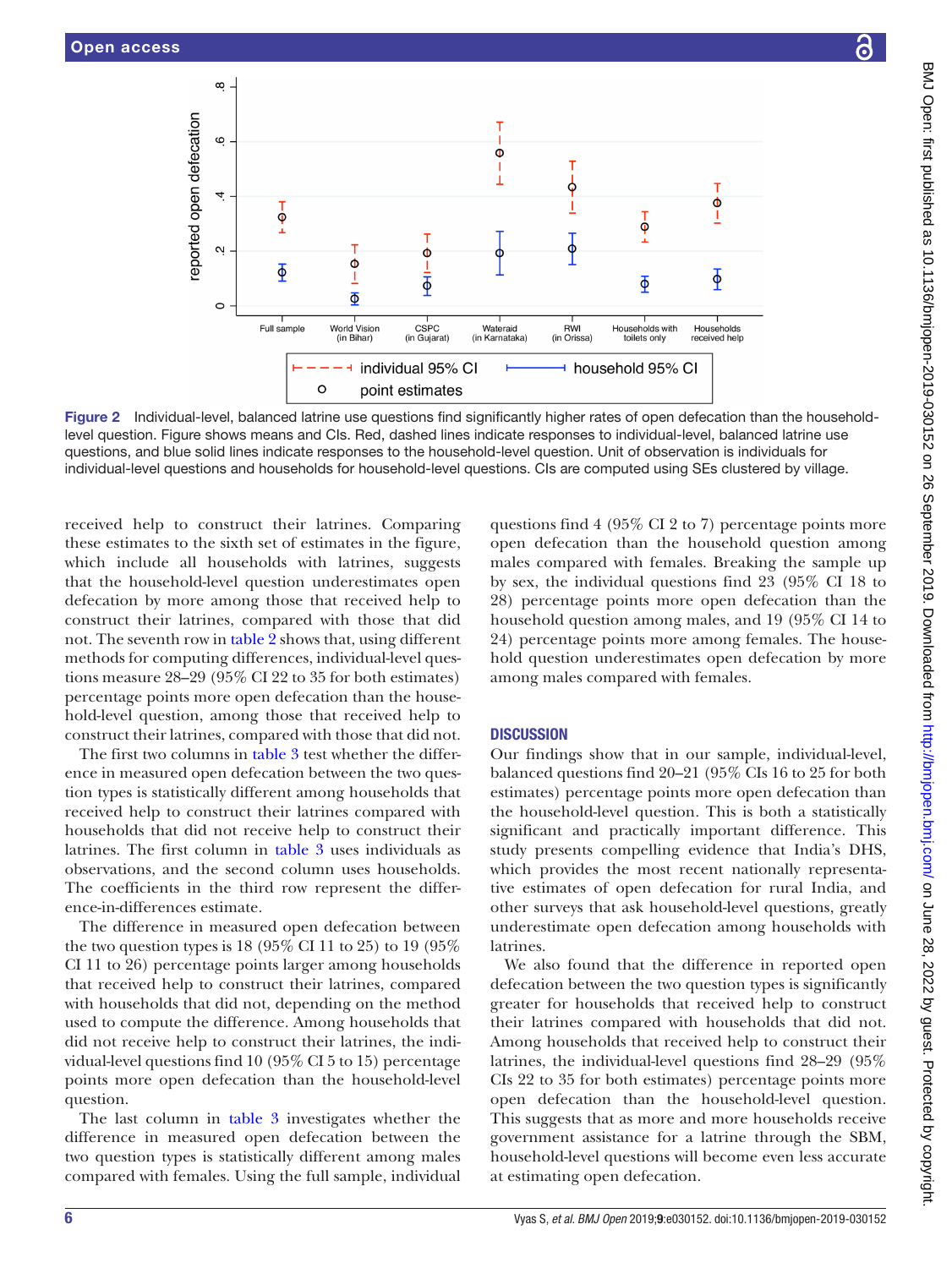reported open defecation

0
.2
.4
.6
.8

Full sample
World Vision (in Bihar)
CSPC (in Gujarat)
Wateraid (in Karnataka)
RWI (in Orissa)
Households with toilets only
Households received help

individual 95% CI
household 95% CI
point estimates

**Figure 2** Individual-level, balanced latrine use questions find significantly higher rates of open defecation than the household-level question. Figure shows means and CIs. Red, dashed lines indicate responses to individual-level, balanced latrine use questions, and blue solid lines indicate responses to the household-level question. Unit of observation is individuals for individual-level questions and households for household-level questions. CIs are computed using SEs clustered by village.

received help to construct their latrines. Comparing these estimates to the sixth set of estimates in the figure, which include all households with latrines, suggests that the household-level question underestimates open defecation by more among those that received help to construct their latrines, compared with those that did not. The seventh row in table 2 shows that, using different methods for computing differences, individual-level questions measure 28–29 (95% CI 22 to 35 for both estimates) percentage points more open defecation than the household-level question, among those that received help to construct their latrines, compared with those that did not.

The first two columns in table 3 test whether the difference in measured open defecation between the two question types is statistically different among households that received help to construct their latrines compared with households that did not receive help to construct their latrines. The first column in table 3 uses individuals as observations, and the second column uses households. The coefficients in the third row represent the difference-in-differences estimate.

The difference in measured open defecation between the two question types is 18 (95% CI 11 to 25) to 19 (95% CI 11 to 26) percentage points larger among households that received help to construct their latrines, compared with households that did not, depending on the method used to compute the difference. Among households that did not receive help to construct their latrines, the individual-level questions find 10 (95% CI 5 to 15) percentage points more open defecation than the household-level question.

The last column in table 3 investigates whether the difference in measured open defecation between the two question types is statistically different among males compared with females. Using the full sample, individual questions find 4 (95% CI 2 to 7) percentage points more open defecation than the household question among males compared with females. Breaking the sample up by sex, the individual questions find 23 (95% CI 18 to 28) percentage points more open defecation than the household question among males, and 19 (95% CI 14 to 24) percentage points more among females. The household question underestimates open defecation by more among males compared with females.

## DISCUSSION

Our findings show that in our sample, individual-level, balanced questions find 20–21 (95% CIs 16 to 25 for both estimates) percentage points more open defecation than the household-level question. This is both a statistically significant and practically important difference. This study presents compelling evidence that India's DHS, which provides the most recent nationally representative estimates of open defecation for rural India, and other surveys that ask household-level questions, greatly underestimate open defecation among households with latrines.

We also found that the difference in reported open defecation between the two question types is significantly greater for households that received help to construct their latrines compared with households that did not. Among households that received help to construct their latrines, the individual-level questions find 28–29 (95% CIs 22 to 35 for both estimates) percentage points more open defecation than the household-level question. This suggests that as more and more households receive government assistance for a latrine through the SBM, household-level questions will become even less accurate at estimating open defecation.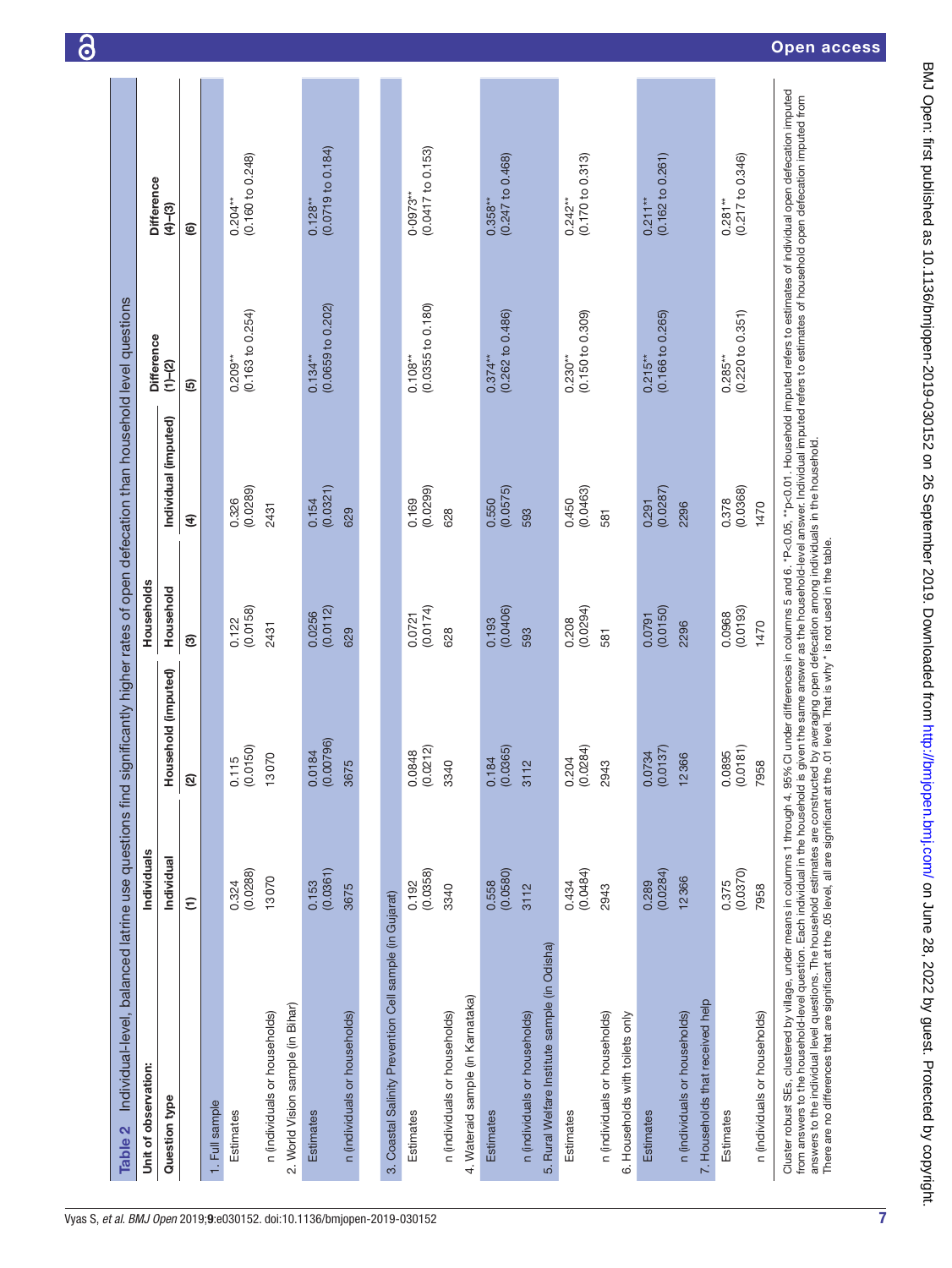**Table 2** Individual-level, balanced latrine use questions find significantly higher rates of open defecation than household level questions

| Unit of observation: | Individuals | | Households | | | |
|---|---|---|---|---|---|---|
| Question type | Individual | Household (imputed) | Household | Individual (imputed) | Difference (1)–(2) | Difference (4)–(3) |
| | (1) | (2) | (3) | (4) | (5) | (6) |
| **1. Full sample** | | | | | | |
| Estimates | 0.324 (0.0288) | 0.115 (0.0150) | 0.122 (0.0158) | 0.326 (0.0289) | 0.209** (0.163 to 0.254) | 0.204** (0.160 to 0.248) |
| n (individuals or households) | 13070 | 13070 | 2431 | 2431 | | |
| **2. World Vision sample (in Bihar)** | | | | | | |
| Estimates | 0.153 (0.0361) | 0.0184 (0.00796) | 0.0256 (0.0112) | 0.154 (0.0321) | 0.134** (0.0659 to 0.202) | 0.128** (0.0719 to 0.184) |
| n (individuals or households) | 3675 | 3675 | 629 | 629 | | |
| **3. Coastal Salinity Prevention Cell sample (in Gujarat)** | | | | | | |
| Estimates | 0.192 (0.0358) | 0.0848 (0.0212) | 0.0721 (0.0174) | 0.169 (0.0299) | 0.108** (0.0355 to 0.180) | 0·0973** (0.0417 to 0.153) |
| n (individuals or households) | 3340 | 3340 | 628 | 628 | | |
| **4. Wateraid sample (in Karnataka)** | | | | | | |
| Estimates | 0.558 (0.0580) | 0.184 (0.0365) | 0.193 (0.0406) | 0.550 (0.0575) | 0.374** (0.262 to 0.486) | 0.358** (0.247 to 0.468) |
| n (individuals or households) | 3112 | 3112 | 593 | 593 | | |
| **5. Rural Welfare Institute sample (in Odisha)** | | | | | | |
| Estimates | 0.434 (0.0484) | 0.204 (0.0284) | 0.208 (0.0294) | 0.450 (0.0463) | 0.230** (0.150 to 0.309) | 0.242** (0.170 to 0.313) |
| n (individuals or households) | 2943 | 2943 | 581 | 581 | | |
| **6. Households with toilets only** | | | | | | |
| Estimates | 0.289 (0.0284) | 0.0734 (0.0137) | 0.0791 (0.0150) | 0.291 (0.0287) | 0.215** (0.166 to 0.265) | 0.211** (0.162 to 0.261) |
| n (individuals or households) | 12366 | 12366 | 2296 | 2296 | | |
| **7. Households that received help** | | | | | | |
| Estimates | 0.375 (0.0370) | 0.0895 (0.0181) | 0.0968 (0.0193) | 0.378 (0.0368) | 0.285** (0.220 to 0.351) | 0.281** (0.217 to 0.346) |
| n (individuals or households) | 7958 | 7958 | 1470 | 1470 | | |

Cluster robust SEs, clustered by village, under means in columns 1 through 4. 95% CI under differences in columns 5 and 6. *P<0.05, **p<0.01. Household imputed refers to estimates of individual open defecation imputed from answers to the household-level question. Each individual in the household is given the same answer as the household-level answer. Individual imputed refers to estimates of household open defecation imputed from answers to the individual level questions. The household estimates are constructed by averaging open defecation among individuals in the household.
There are no differences that are significant at the .05 level, all are significant at the .01 level. That is why * is not used in the table.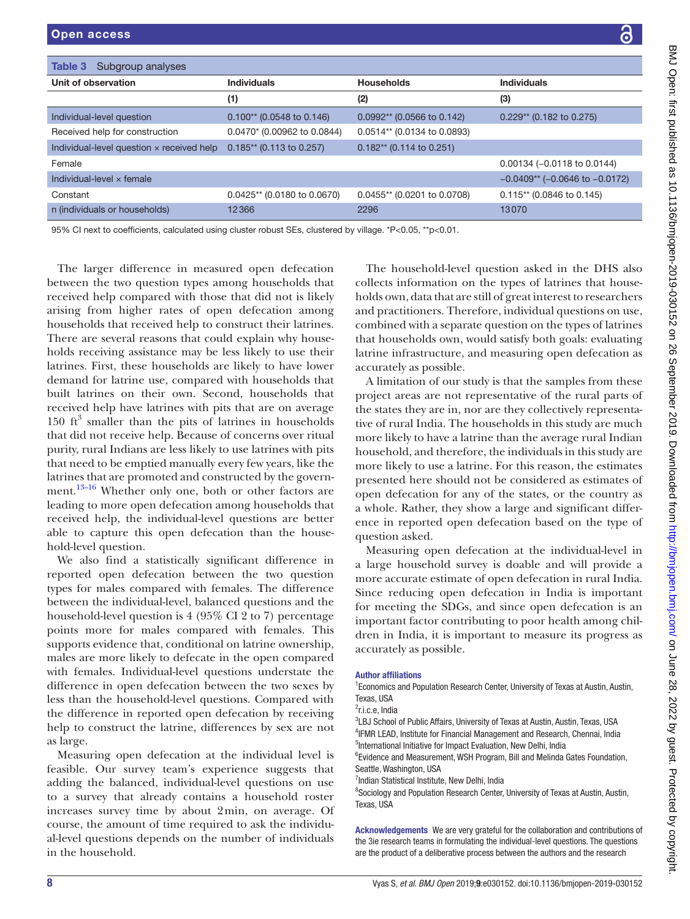**Table 3** Subgroup analyses

| Unit of observation | Individuals | Households | Individuals |
|---|---|---|---|
| | (1) | (2) | (3) |
| Individual-level question | 0.100** (0.0548 to 0.146) | 0.0992** (0.0566 to 0.142) | 0.229** (0.182 to 0.275) |
| Received help for construction | 0.0470* (0.00962 to 0.0844) | 0.0514** (0.0134 to 0.0893) | |
| Individual-level question × received help | 0.185** (0.113 to 0.257) | 0.182** (0.114 to 0.251) | |
| Female | | | 0.00134 (−0.0118 to 0.0144) |
| Individual-level × female | | | −0.0409** (−0.0646 to −0.0172) |
| Constant | 0.0425** (0.0180 to 0.0670) | 0.0455** (0.0201 to 0.0708) | 0.115** (0.0846 to 0.145) |
| n (individuals or households) | 12366 | 2296 | 13070 |

95% CI next to coefficients, calculated using cluster robust SEs, clustered by village. *P<0.05, **p<0.01.

The larger difference in measured open defecation between the two question types among households that received help compared with those that did not is likely arising from higher rates of open defecation among households that received help to construct their latrines. There are several reasons that could explain why households receiving assistance may be less likely to use their latrines. First, these households are likely to have lower demand for latrine use, compared with households that built latrines on their own. Second, households that received help have latrines with pits that are on average 150 $ft^3$ smaller than the pits of latrines in households that did not receive help. Because of concerns over ritual purity, rural Indians are less likely to use latrines with pits that need to be emptied manually every few years, like the latrines that are promoted and constructed by the government.[13–16] Whether only one, both or other factors are leading to more open defecation among households that received help, the individual-level questions are better able to capture this open defecation than the household-level question.

We also find a statistically significant difference in reported open defecation between the two question types for males compared with females. The difference between the individual-level, balanced questions and the household-level question is 4 (95% CI 2 to 7) percentage points more for males compared with females. This supports evidence that, conditional on latrine ownership, males are more likely to defecate in the open compared with females. Individual-level questions understate the difference in open defecation between the two sexes by less than the household-level questions. Compared with the difference in reported open defecation by receiving help to construct the latrine, differences by sex are not as large.

Measuring open defecation at the individual level is feasible. Our survey team's experience suggests that adding the balanced, individual-level questions on use to a survey that already contains a household roster increases survey time by about 2 min, on average. Of course, the amount of time required to ask the individual-level questions depends on the number of individuals in the household.

The household-level question asked in the DHS also collects information on the types of latrines that households own, data that are still of great interest to researchers and practitioners. Therefore, individual questions on use, combined with a separate question on the types of latrines that households own, would satisfy both goals: evaluating latrine infrastructure, and measuring open defecation as accurately as possible.

A limitation of our study is that the samples from these project areas are not representative of the rural parts of the states they are in, nor are they collectively representative of rural India. The households in this study are much more likely to have a latrine than the average rural Indian household, and therefore, the individuals in this study are more likely to use a latrine. For this reason, the estimates presented here should not be considered as estimates of open defecation for any of the states, or the country as a whole. Rather, they show a large and significant difference in reported open defecation based on the type of question asked.

Measuring open defecation at the individual-level in a large household survey is doable and will provide a more accurate estimate of open defecation in rural India. Since reducing open defecation in India is important for meeting the SDGs, and since open defecation is an important factor contributing to poor health among children in India, it is important to measure its progress as accurately as possible.

**Author affiliations**

[1]Economics and Population Research Center, University of Texas at Austin, Austin, Texas, USA
[2]r.i.c.e, India
[3]LBJ School of Public Affairs, University of Texas at Austin, Austin, Texas, USA
[4]IFMR LEAD, Institute for Financial Management and Research, Chennai, India
[5]International Initiative for Impact Evaluation, New Delhi, India
[6]Evidence and Measurement, WSH Program, Bill and Melinda Gates Foundation, Seattle, Washington, USA
[7]Indian Statistical Institute, New Delhi, India
[8]Sociology and Population Research Center, University of Texas at Austin, Austin, Texas, USA

**Acknowledgements** We are very grateful for the collaboration and contributions of the 3ie research teams in formulating the individual-level questions. The questions are the product of a deliberative process between the authors and the research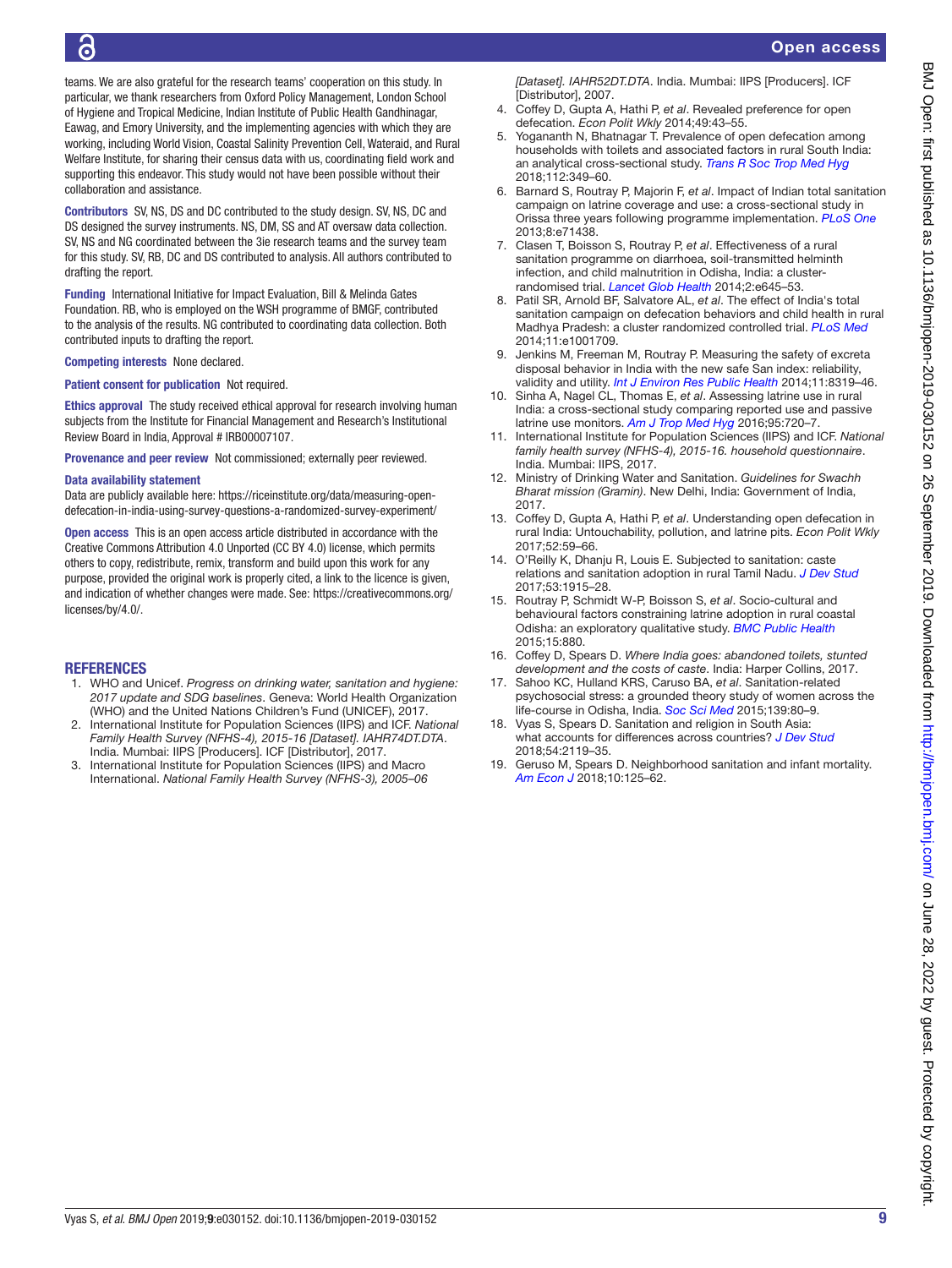teams. We are also grateful for the research teams' cooperation on this study. In particular, we thank researchers from Oxford Policy Management, London School of Hygiene and Tropical Medicine, Indian Institute of Public Health Gandhinagar, Eawag, and Emory University, and the implementing agencies with which they are working, including World Vision, Coastal Salinity Prevention Cell, Wateraid, and Rural Welfare Institute, for sharing their census data with us, coordinating field work and supporting this endeavor. This study would not have been possible without their collaboration and assistance.

**Contributors** SV, NS, DS and DC contributed to the study design. SV, NS, DC and DS designed the survey instruments. NS, DM, SS and AT oversaw data collection. SV, NS and NG coordinated between the 3ie research teams and the survey team for this study. SV, RB, DC and DS contributed to analysis. All authors contributed to drafting the report.

**Funding** International Initiative for Impact Evaluation, Bill & Melinda Gates Foundation. RB, who is employed on the WSH programme of BMGF, contributed to the analysis of the results. NG contributed to coordinating data collection. Both contributed inputs to drafting the report.

**Competing interests** None declared.

**Patient consent for publication** Not required.

**Ethics approval** The study received ethical approval for research involving human subjects from the Institute for Financial Management and Research's Institutional Review Board in India, Approval # IRB00007107.

**Provenance and peer review** Not commissioned; externally peer reviewed.

**Data availability statement**
Data are publicly available here: https://riceinstitute.org/data/measuring-open-defecation-in-india-using-survey-questions-a-randomized-survey-experiment/

**Open access** This is an open access article distributed in accordance with the Creative Commons Attribution 4.0 Unported (CC BY 4.0) license, which permits others to copy, redistribute, remix, transform and build upon this work for any purpose, provided the original work is properly cited, a link to the licence is given, and indication of whether changes were made. See: https://creativecommons.org/licenses/by/4.0/.

## REFERENCES

1. WHO and Unicef. *Progress on drinking water, sanitation and hygiene: 2017 update and SDG baselines*. Geneva: World Health Organization (WHO) and the United Nations Children's Fund (UNICEF), 2017.
2. International Institute for Population Sciences (IIPS) and ICF. *National Family Health Survey (NFHS-4), 2015-16 [Dataset]. IAHR74DT.DTA*. India. Mumbai: IIPS [Producers]. ICF [Distributor], 2017.
3. International Institute for Population Sciences (IIPS) and Macro International. *National Family Health Survey (NFHS-3), 2005–06 [Dataset]. IAHR52DT.DTA*. India. Mumbai: IIPS [Producers]. ICF [Distributor], 2007.
4. Coffey D, Gupta A, Hathi P, *et al*. Revealed preference for open defecation. *Econ Polit Wkly* 2014;49:43–55.
5. Yogananth N, Bhatnagar T. Prevalence of open defecation among households with toilets and associated factors in rural South India: an analytical cross-sectional study. *Trans R Soc Trop Med Hyg* 2018;112:349–60.
6. Barnard S, Routray P, Majorin F, *et al*. Impact of Indian total sanitation campaign on latrine coverage and use: a cross-sectional study in Orissa three years following programme implementation. *PLoS One* 2013;8:e71438.
7. Clasen T, Boisson S, Routray P, *et al*. Effectiveness of a rural sanitation programme on diarrhoea, soil-transmitted helminth infection, and child malnutrition in Odisha, India: a cluster-randomised trial. *Lancet Glob Health* 2014;2:e645–53.
8. Patil SR, Arnold BF, Salvatore AL, *et al*. The effect of India's total sanitation campaign on defecation behaviors and child health in rural Madhya Pradesh: a cluster randomized controlled trial. *PLoS Med* 2014;11:e1001709.
9. Jenkins M, Freeman M, Routray P. Measuring the safety of excreta disposal behavior in India with the new safe San index: reliability, validity and utility. *Int J Environ Res Public Health* 2014;11:8319–46.
10. Sinha A, Nagel CL, Thomas E, *et al*. Assessing latrine use in rural India: a cross-sectional study comparing reported use and passive latrine use monitors. *Am J Trop Med Hyg* 2016;95:720–7.
11. International Institute for Population Sciences (IIPS) and ICF. *National family health survey (NFHS-4), 2015-16. household questionnaire*. India. Mumbai: IIPS, 2017.
12. Ministry of Drinking Water and Sanitation. *Guidelines for Swachh Bharat mission (Gramin)*. New Delhi, India: Government of India, 2017.
13. Coffey D, Gupta A, Hathi P, *et al*. Understanding open defecation in rural India: Untouchability, pollution, and latrine pits. *Econ Polit Wkly* 2017;52:59–66.
14. O'Reilly K, Dhanju R, Louis E. Subjected to sanitation: caste relations and sanitation adoption in rural Tamil Nadu. *J Dev Stud* 2017;53:1915–28.
15. Routray P, Schmidt W-P, Boisson S, *et al*. Socio-cultural and behavioural factors constraining latrine adoption in rural coastal Odisha: an exploratory qualitative study. *BMC Public Health* 2015;15:880.
16. Coffey D, Spears D. *Where India goes: abandoned toilets, stunted development and the costs of caste*. India: Harper Collins, 2017.
17. Sahoo KC, Hulland KRS, Caruso BA, *et al*. Sanitation-related psychosocial stress: a grounded theory study of women across the life-course in Odisha, India. *Soc Sci Med* 2015;139:80–9.
18. Vyas S, Spears D. Sanitation and religion in South Asia: what accounts for differences across countries? *J Dev Stud* 2018;54:2119–35.
19. Geruso M, Spears D. Neighborhood sanitation and infant mortality. *Am Econ J* 2018;10:125–62.